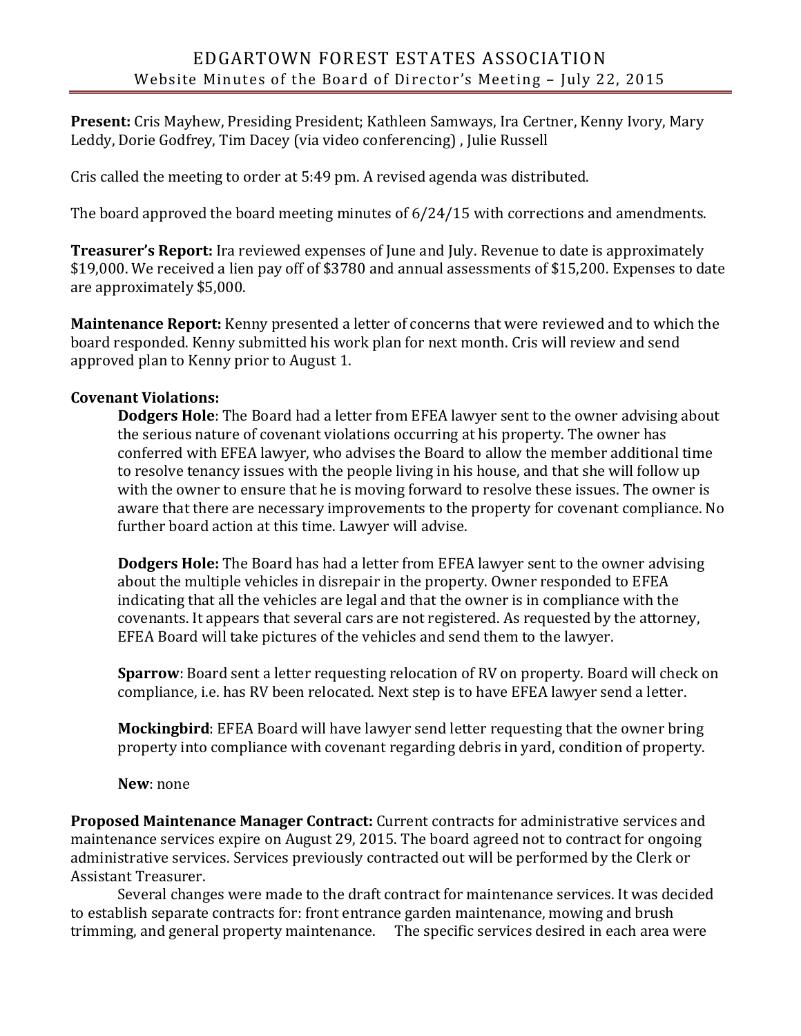# EDGARTOWN FOREST ESTATES ASSOCIATION

## Website Minutes of the Board of Director's Meeting – July 22, 2015

**Present:** Cris Mayhew, Presiding President; Kathleen Samways, Ira Certner, Kenny Ivory, Mary Leddy, Dorie Godfrey, Tim Dacey (via video conferencing) , Julie Russell

Cris called the meeting to order at 5:49 pm. A revised agenda was distributed.

The board approved the board meeting minutes of 6/24/15 with corrections and amendments.

**Treasurer's Report:** Ira reviewed expenses of June and July. Revenue to date is approximately $19,000. We received a lien pay off of $3780 and annual assessments of $15,200. Expenses to date are approximately $5,000.

**Maintenance Report:** Kenny presented a letter of concerns that were reviewed and to which the board responded. Kenny submitted his work plan for next month. Cris will review and send approved plan to Kenny prior to August 1.

**Covenant Violations:**

**Dodgers Hole**: The Board had a letter from EFEA lawyer sent to the owner advising about the serious nature of covenant violations occurring at his property. The owner has conferred with EFEA lawyer, who advises the Board to allow the member additional time to resolve tenancy issues with the people living in his house, and that she will follow up with the owner to ensure that he is moving forward to resolve these issues. The owner is aware that there are necessary improvements to the property for covenant compliance. No further board action at this time. Lawyer will advise.

**Dodgers Hole:** The Board has had a letter from EFEA lawyer sent to the owner advising about the multiple vehicles in disrepair in the property. Owner responded to EFEA indicating that all the vehicles are legal and that the owner is in compliance with the covenants. It appears that several cars are not registered. As requested by the attorney, EFEA Board will take pictures of the vehicles and send them to the lawyer.

**Sparrow**: Board sent a letter requesting relocation of RV on property. Board will check on compliance, i.e. has RV been relocated. Next step is to have EFEA lawyer send a letter.

**Mockingbird**: EFEA Board will have lawyer send letter requesting that the owner bring property into compliance with covenant regarding debris in yard, condition of property.

**New**: none

**Proposed Maintenance Manager Contract:** Current contracts for administrative services and maintenance services expire on August 29, 2015. The board agreed not to contract for ongoing administrative services. Services previously contracted out will be performed by the Clerk or Assistant Treasurer.

Several changes were made to the draft contract for maintenance services. It was decided to establish separate contracts for: front entrance garden maintenance, mowing and brush trimming, and general property maintenance. The specific services desired in each area were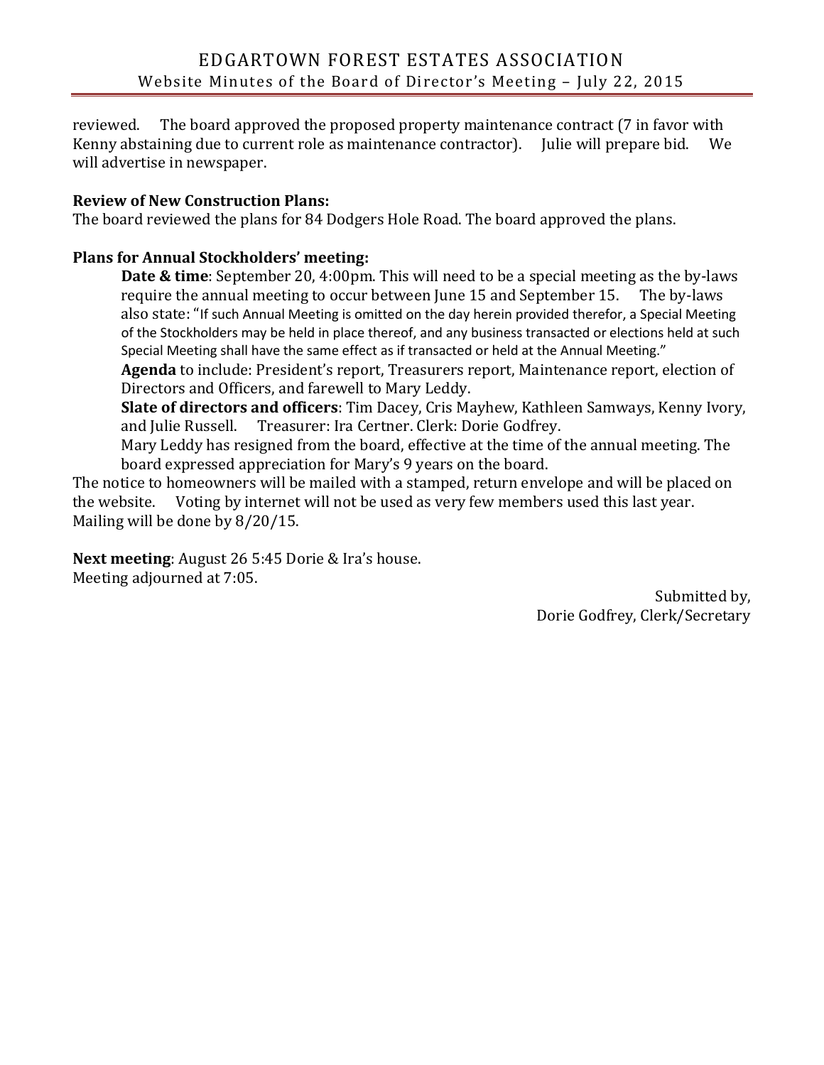reviewed. The board approved the proposed property maintenance contract (7 in favor with Kenny abstaining due to current role as maintenance contractor). Julie will prepare bid. We will advertise in newspaper.

**Review of New Construction Plans:**
The board reviewed the plans for 84 Dodgers Hole Road. The board approved the plans.

**Plans for Annual Stockholders' meeting:**

**Date & time**: September 20, 4:00pm. This will need to be a special meeting as the by-laws require the annual meeting to occur between June 15 and September 15. The by-laws also state: "If such Annual Meeting is omitted on the day herein provided therefor, a Special Meeting of the Stockholders may be held in place thereof, and any business transacted or elections held at such Special Meeting shall have the same effect as if transacted or held at the Annual Meeting."

**Agenda** to include: President's report, Treasurers report, Maintenance report, election of Directors and Officers, and farewell to Mary Leddy.

**Slate of directors and officers**: Tim Dacey, Cris Mayhew, Kathleen Samways, Kenny Ivory, and Julie Russell. Treasurer: Ira Certner. Clerk: Dorie Godfrey.

Mary Leddy has resigned from the board, effective at the time of the annual meeting. The board expressed appreciation for Mary's 9 years on the board.

The notice to homeowners will be mailed with a stamped, return envelope and will be placed on the website. Voting by internet will not be used as very few members used this last year. Mailing will be done by 8/20/15.

**Next meeting**: August 26 5:45 Dorie & Ira's house.
Meeting adjourned at 7:05.

Submitted by,
Dorie Godfrey, Clerk/Secretary